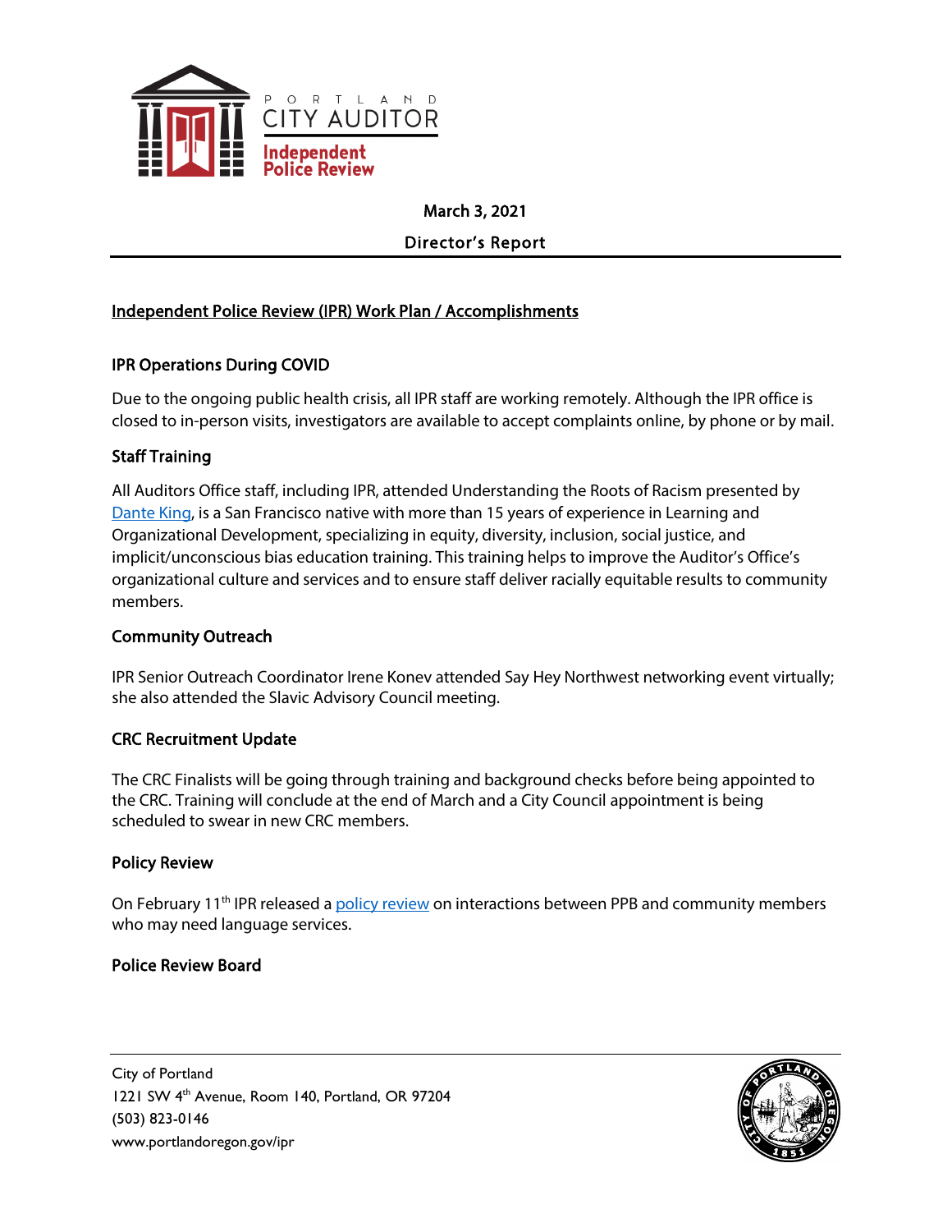PORTLAND CITY AUDITOR

Independent Police Review

March 3, 2021

Director's Report

## Independent Police Review (IPR) Work Plan / Accomplishments

### IPR Operations During COVID

Due to the ongoing public health crisis, all IPR staff are working remotely. Although the IPR office is closed to in-person visits, investigators are available to accept complaints online, by phone or by mail.

### Staff Training

All Auditors Office staff, including IPR, attended Understanding the Roots of Racism presented by Dante King, is a San Francisco native with more than 15 years of experience in Learning and Organizational Development, specializing in equity, diversity, inclusion, social justice, and implicit/unconscious bias education training. This training helps to improve the Auditor's Office's organizational culture and services and to ensure staff deliver racially equitable results to community members.

### Community Outreach

IPR Senior Outreach Coordinator Irene Konev attended Say Hey Northwest networking event virtually; she also attended the Slavic Advisory Council meeting.

### CRC Recruitment Update

The CRC Finalists will be going through training and background checks before being appointed to the CRC. Training will conclude at the end of March and a City Council appointment is being scheduled to swear in new CRC members.

### Policy Review

On February 11th IPR released a policy review on interactions between PPB and community members who may need language services.

### Police Review Board

City of Portland
1221 SW 4th Avenue, Room 140, Portland, OR 97204
(503) 823-0146
www.portlandoregon.gov/ipr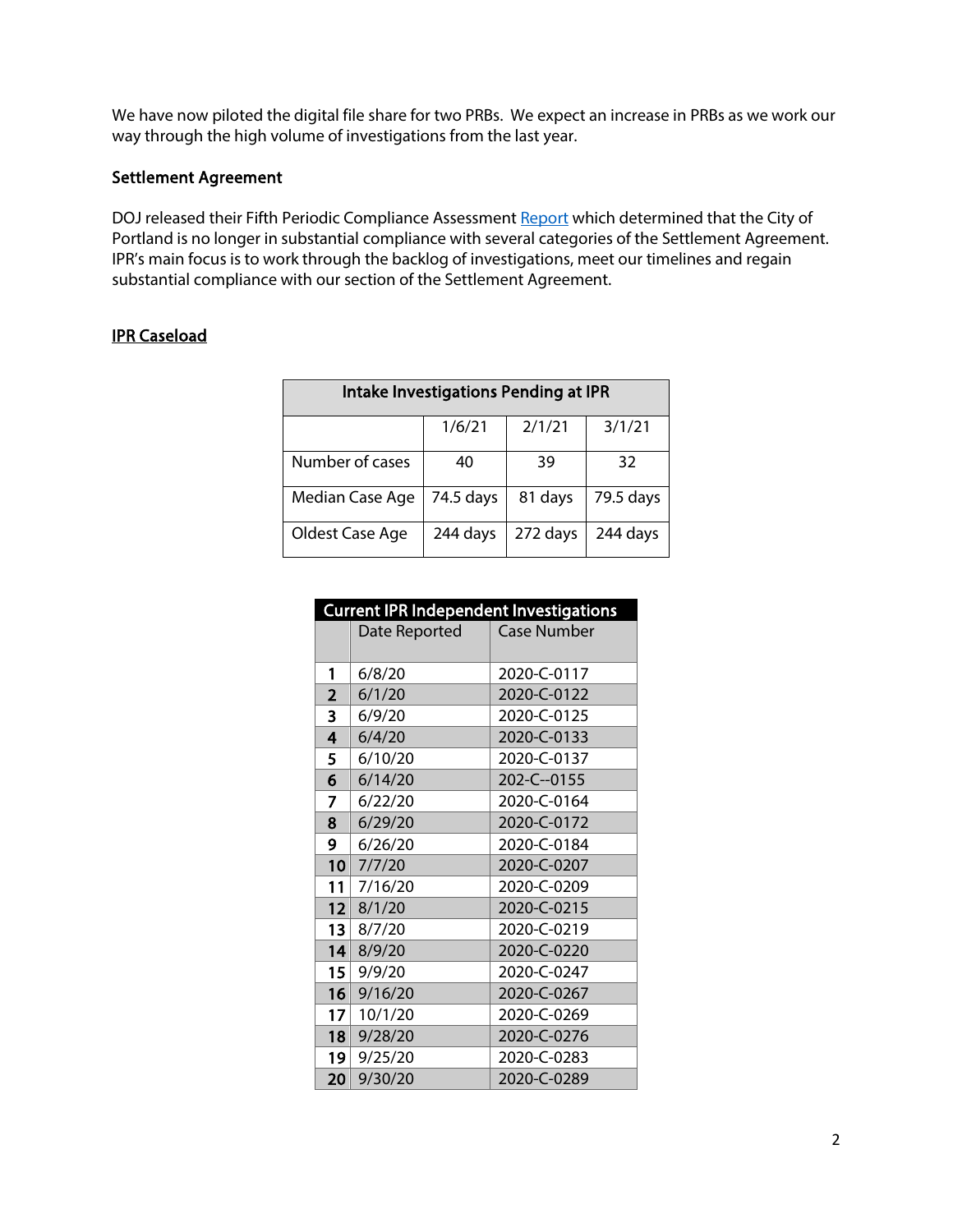We have now piloted the digital file share for two PRBs. We expect an increase in PRBs as we work our way through the high volume of investigations from the last year.

### Settlement Agreement

DOJ released their Fifth Periodic Compliance Assessment [Report] which determined that the City of Portland is no longer in substantial compliance with several categories of the Settlement Agreement. IPR's main focus is to work through the backlog of investigations, meet our timelines and regain substantial compliance with our section of the Settlement Agreement.

### IPR Caseload

| Intake Investigations Pending at IPR | | | |
|---|---|---|---|
| | 1/6/21 | 2/1/21 | 3/1/21 |
| Number of cases | 40 | 39 | 32 |
| Median Case Age | 74.5 days | 81 days | 79.5 days |
| Oldest Case Age | 244 days | 272 days | 244 days |

| Current IPR Independent Investigations | | |
|---|---|---|
| | Date Reported | Case Number |
| 1 | 6/8/20 | 2020-C-0117 |
| 2 | 6/1/20 | 2020-C-0122 |
| 3 | 6/9/20 | 2020-C-0125 |
| 4 | 6/4/20 | 2020-C-0133 |
| 5 | 6/10/20 | 2020-C-0137 |
| 6 | 6/14/20 | 202-C--0155 |
| 7 | 6/22/20 | 2020-C-0164 |
| 8 | 6/29/20 | 2020-C-0172 |
| 9 | 6/26/20 | 2020-C-0184 |
| 10 | 7/7/20 | 2020-C-0207 |
| 11 | 7/16/20 | 2020-C-0209 |
| 12 | 8/1/20 | 2020-C-0215 |
| 13 | 8/7/20 | 2020-C-0219 |
| 14 | 8/9/20 | 2020-C-0220 |
| 15 | 9/9/20 | 2020-C-0247 |
| 16 | 9/16/20 | 2020-C-0267 |
| 17 | 10/1/20 | 2020-C-0269 |
| 18 | 9/28/20 | 2020-C-0276 |
| 19 | 9/25/20 | 2020-C-0283 |
| 20 | 9/30/20 | 2020-C-0289 |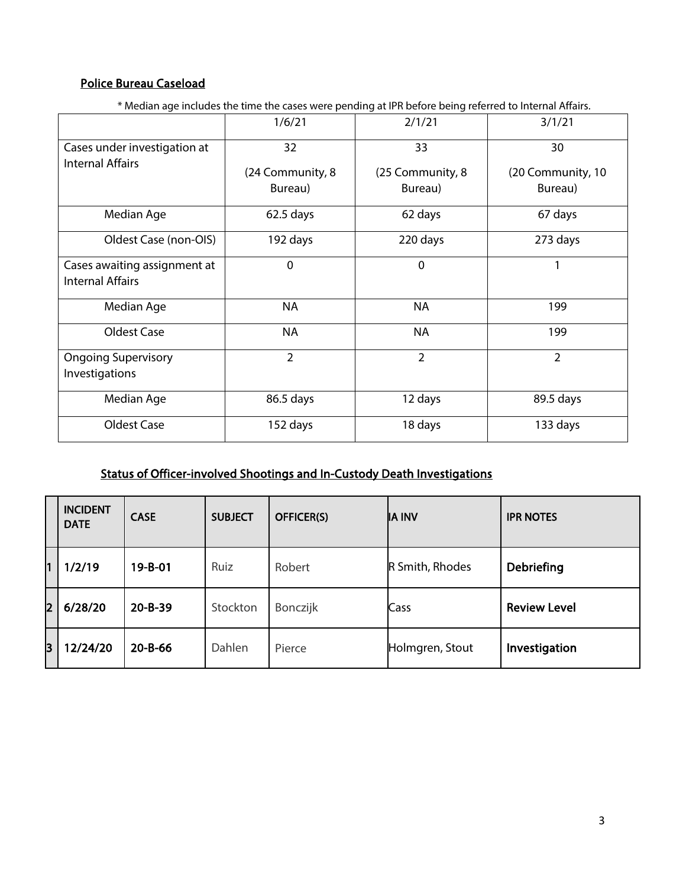## Police Bureau Caseload

\* Median age includes the time the cases were pending at IPR before being referred to Internal Affairs.

| | 1/6/21 | 2/1/21 | 3/1/21 |
|---|---|---|---|
| Cases under investigation at Internal Affairs | 32 (24 Community, 8 Bureau) | 33 (25 Community, 8 Bureau) | 30 (20 Community, 10 Bureau) |
| Median Age | 62.5 days | 62 days | 67 days |
| Oldest Case (non-OIS) | 192 days | 220 days | 273 days |
| Cases awaiting assignment at Internal Affairs | 0 | 0 | 1 |
| Median Age | NA | NA | 199 |
| Oldest Case | NA | NA | 199 |
| Ongoing Supervisory Investigations | 2 | 2 | 2 |
| Median Age | 86.5 days | 12 days | 89.5 days |
| Oldest Case | 152 days | 18 days | 133 days |

## Status of Officer-involved Shootings and In-Custody Death Investigations

| | INCIDENT DATE | CASE | SUBJECT | OFFICER(S) | IA INV | IPR NOTES |
|---|---|---|---|---|---|---|
| 1 | 1/2/19 | 19-B-01 | Ruiz | Robert | R Smith, Rhodes | **Debriefing** |
| 2 | 6/28/20 | 20-B-39 | Stockton | Bonczijk | Cass | **Review Level** |
| 3 | 12/24/20 | 20-B-66 | Dahlen | Pierce | Holmgren, Stout | **Investigation** |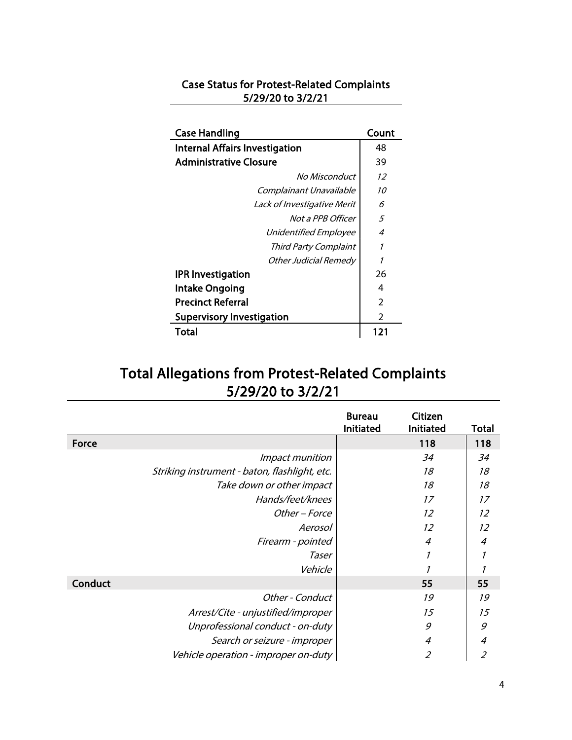## Case Status for Protest-Related Complaints 5/29/20 to 3/2/21

| Case Handling | Count |
|---|---|
| **Internal Affairs Investigation** | 48 |
| **Administrative Closure** | 39 |
| *No Misconduct* | *12* |
| *Complainant Unavailable* | *10* |
| *Lack of Investigative Merit* | *6* |
| *Not a PPB Officer* | *5* |
| *Unidentified Employee* | *4* |
| *Third Party Complaint* | *1* |
| *Other Judicial Remedy* | *1* |
| **IPR Investigation** | 26 |
| **Intake Ongoing** | 4 |
| **Precinct Referral** | 2 |
| **Supervisory Investigation** | 2 |
| **Total** | **121** |

# Total Allegations from Protest-Related Complaints 5/29/20 to 3/2/21

| | Bureau Initiated | Citizen Initiated | Total |
|---|---|---|---|
| **Force** | | **118** | **118** |
| *Impact munition* | | *34* | *34* |
| *Striking instrument - baton, flashlight, etc.* | | *18* | *18* |
| *Take down or other impact* | | *18* | *18* |
| *Hands/feet/knees* | | *17* | *17* |
| *Other – Force* | | *12* | *12* |
| *Aerosol* | | *12* | *12* |
| *Firearm - pointed* | | *4* | *4* |
| *Taser* | | *1* | *1* |
| *Vehicle* | | *1* | *1* |
| **Conduct** | | **55** | **55** |
| *Other - Conduct* | | *19* | *19* |
| *Arrest/Cite - unjustified/improper* | | *15* | *15* |
| *Unprofessional conduct - on-duty* | | *9* | *9* |
| *Search or seizure - improper* | | *4* | *4* |
| *Vehicle operation - improper on-duty* | | *2* | *2* |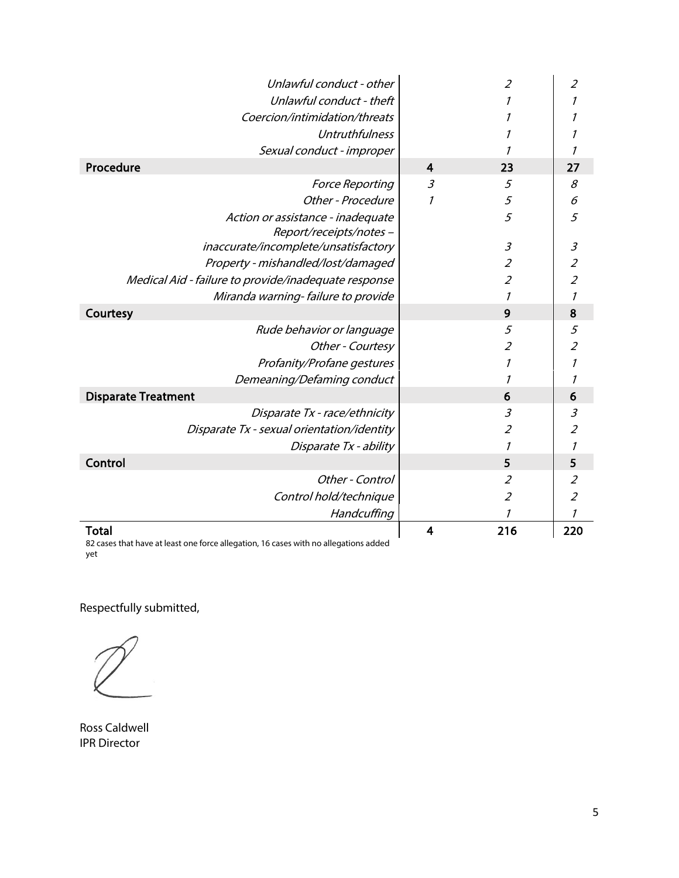| | | | |
|---|---|---|---|
| *Unlawful conduct - other* | | *2* | *2* |
| *Unlawful conduct - theft* | | *1* | *1* |
| *Coercion/intimidation/threats* | | *1* | *1* |
| *Untruthfulness* | | *1* | *1* |
| *Sexual conduct - improper* | | *1* | *1* |
| **Procedure** | **4** | **23** | **27** |
| *Force Reporting* | *3* | *5* | *8* |
| *Other - Procedure* | *1* | *5* | *6* |
| *Action or assistance - inadequate* | | *5* | *5* |
| *Report/receipts/notes – inaccurate/incomplete/unsatisfactory* | | *3* | *3* |
| *Property - mishandled/lost/damaged* | | *2* | *2* |
| *Medical Aid - failure to provide/inadequate response* | | *2* | *2* |
| *Miranda warning- failure to provide* | | *1* | *1* |
| **Courtesy** | | **9** | **8** |
| *Rude behavior or language* | | *5* | *5* |
| *Other - Courtesy* | | *2* | *2* |
| *Profanity/Profane gestures* | | *1* | *1* |
| *Demeaning/Defaming conduct* | | *1* | *1* |
| **Disparate Treatment** | | **6** | **6** |
| *Disparate Tx - race/ethnicity* | | *3* | *3* |
| *Disparate Tx - sexual orientation/identity* | | *2* | *2* |
| *Disparate Tx - ability* | | *1* | *1* |
| **Control** | | **5** | **5** |
| *Other - Control* | | *2* | *2* |
| *Control hold/technique* | | *2* | *2* |
| *Handcuffing* | | *1* | *1* |
| **Total** | **4** | **216** | **220** |

82 cases that have at least one force allegation, 16 cases with no allegations added yet

Respectfully submitted,

Ross Caldwell
IPR Director